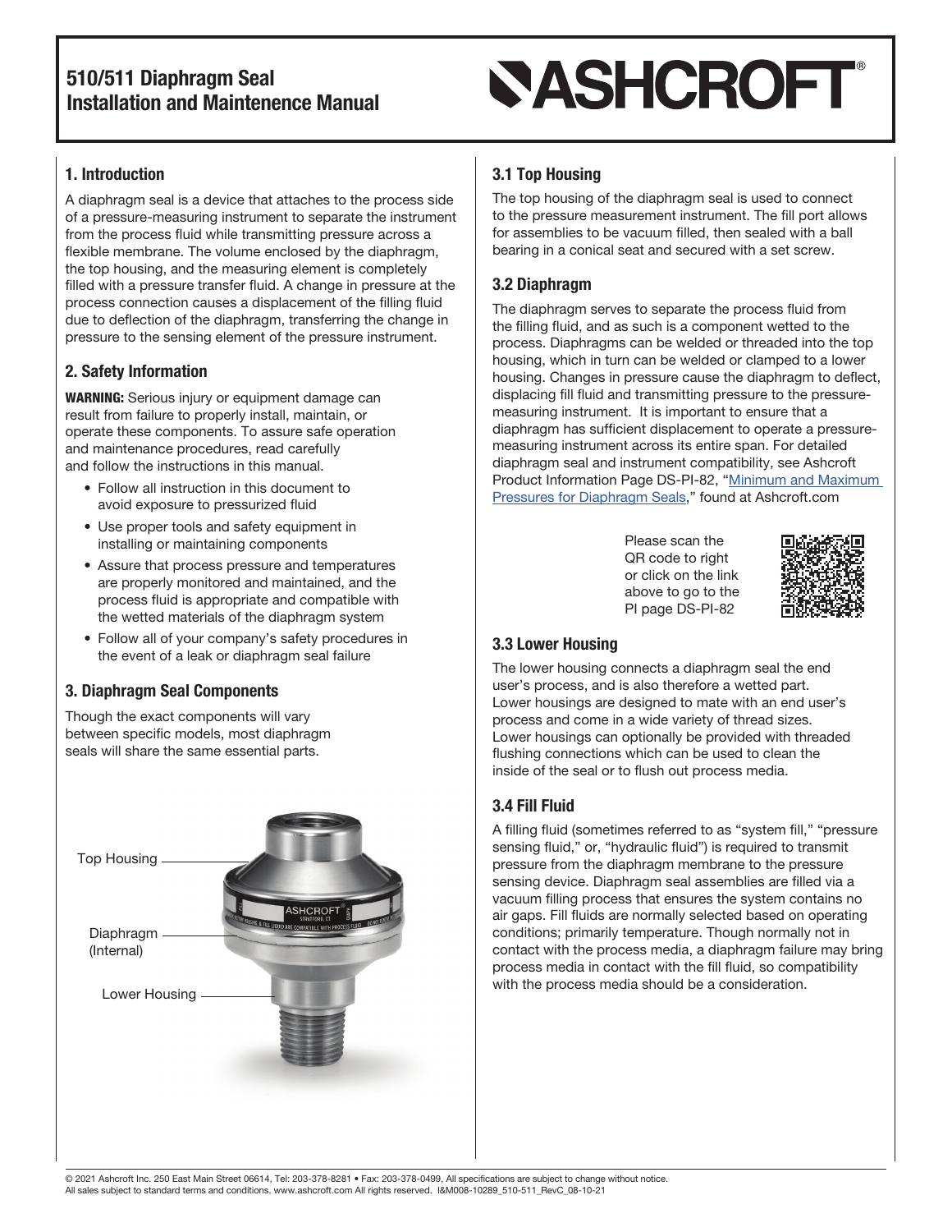# 510/511 Diaphragm Seal Installation and Maintenence Manual

## 1. Introduction

A diaphragm seal is a device that attaches to the process side of a pressure-measuring instrument to separate the instrument from the process fluid while transmitting pressure across a flexible membrane. The volume enclosed by the diaphragm, the top housing, and the measuring element is completely filled with a pressure transfer fluid. A change in pressure at the process connection causes a displacement of the filling fluid due to deflection of the diaphragm, transferring the change in pressure to the sensing element of the pressure instrument.

## 2. Safety Information

**WARNING:** Serious injury or equipment damage can result from failure to properly install, maintain, or operate these components. To assure safe operation and maintenance procedures, read carefully and follow the instructions in this manual.

- Follow all instruction in this document to avoid exposure to pressurized fluid
- Use proper tools and safety equipment in installing or maintaining components
- Assure that process pressure and temperatures are properly monitored and maintained, and the process fluid is appropriate and compatible with the wetted materials of the diaphragm system
- Follow all of your company's safety procedures in the event of a leak or diaphragm seal failure

## 3. Diaphragm Seal Components

Though the exact components will vary between specific models, most diaphragm seals will share the same essential parts.

Top Housing

Diaphragm (Internal)

Lower Housing

### 3.1 Top Housing

The top housing of the diaphragm seal is used to connect to the pressure measurement instrument. The fill port allows for assemblies to be vacuum filled, then sealed with a ball bearing in a conical seat and secured with a set screw.

### 3.2 Diaphragm

The diaphragm serves to separate the process fluid from the filling fluid, and as such is a component wetted to the process. Diaphragms can be welded or threaded into the top housing, which in turn can be welded or clamped to a lower housing. Changes in pressure cause the diaphragm to deflect, displacing fill fluid and transmitting pressure to the pressure-measuring instrument. It is important to ensure that a diaphragm has sufficient displacement to operate a pressure-measuring instrument across its entire span. For detailed diaphragm seal and instrument compatibility, see Ashcroft Product Information Page DS-PI-82, "Minimum and Maximum Pressures for Diaphragm Seals," found at Ashcroft.com

Please scan the QR code to right or click on the link above to go to the PI page DS-PI-82

### 3.3 Lower Housing

The lower housing connects a diaphragm seal the end user's process, and is also therefore a wetted part. Lower housings are designed to mate with an end user's process and come in a wide variety of thread sizes. Lower housings can optionally be provided with threaded flushing connections which can be used to clean the inside of the seal or to flush out process media.

### 3.4 Fill Fluid

A filling fluid (sometimes referred to as "system fill," "pressure sensing fluid," or, "hydraulic fluid") is required to transmit pressure from the diaphragm membrane to the pressure sensing device. Diaphragm seal assemblies are filled via a vacuum filling process that ensures the system contains no air gaps. Fill fluids are normally selected based on operating conditions; primarily temperature. Though normally not in contact with the process media, a diaphragm failure may bring process media in contact with the fill fluid, so compatibility with the process media should be a consideration.

© 2021 Ashcroft Inc. 250 East Main Street 06614, Tel: 203-378-8281 • Fax: 203-378-0499, All specifications are subject to change without notice. All sales subject to standard terms and conditions. www.ashcroft.com All rights reserved. I&M008-10289_510-511_RevC_08-10-21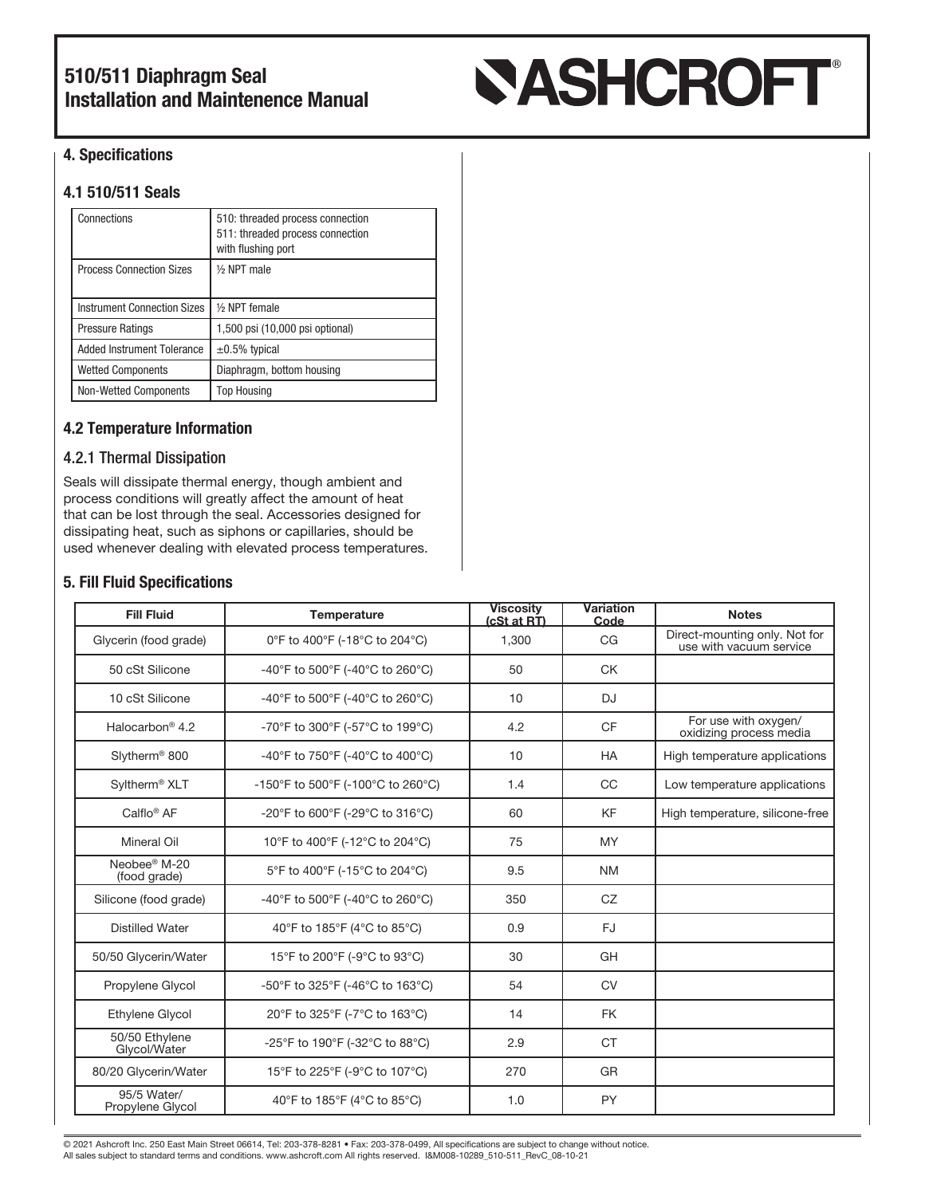## 4. Specifications

### 4.1 510/511 Seals

| Connections | 510: threaded process connection<br>511: threaded process connection with flushing port |
|---|---|
| Process Connection Sizes | ½ NPT male |
| Instrument Connection Sizes | ½ NPT female |
| Pressure Ratings | 1,500 psi (10,000 psi optional) |
| Added Instrument Tolerance | ±0.5% typical |
| Wetted Components | Diaphragm, bottom housing |
| Non-Wetted Components | Top Housing |

### 4.2 Temperature Information

#### 4.2.1 Thermal Dissipation

Seals will dissipate thermal energy, though ambient and process conditions will greatly affect the amount of heat that can be lost through the seal. Accessories designed for dissipating heat, such as siphons or capillaries, should be used whenever dealing with elevated process temperatures.

## 5. Fill Fluid Specifications

| Fill Fluid | Temperature | Viscosity (cSt at RT) | Variation Code | Notes |
|---|---|---|---|---|
| Glycerin (food grade) | 0°F to 400°F (-18°C to 204°C) | 1,300 | CG | Direct-mounting only. Not for use with vacuum service |
| 50 cSt Silicone | -40°F to 500°F (-40°C to 260°C) | 50 | CK | |
| 10 cSt Silicone | -40°F to 500°F (-40°C to 260°C) | 10 | DJ | |
| Halocarbon® 4.2 | -70°F to 300°F (-57°C to 199°C) | 4.2 | CF | For use with oxygen/ oxidizing process media |
| Slytherm® 800 | -40°F to 750°F (-40°C to 400°C) | 10 | HA | High temperature applications |
| Syltherm® XLT | -150°F to 500°F (-100°C to 260°C) | 1.4 | CC | Low temperature applications |
| Calflo® AF | -20°F to 600°F (-29°C to 316°C) | 60 | KF | High temperature, silicone-free |
| Mineral Oil | 10°F to 400°F (-12°C to 204°C) | 75 | MY | |
| Neobee® M-20 (food grade) | 5°F to 400°F (-15°C to 204°C) | 9.5 | NM | |
| Silicone (food grade) | -40°F to 500°F (-40°C to 260°C) | 350 | CZ | |
| Distilled Water | 40°F to 185°F (4°C to 85°C) | 0.9 | FJ | |
| 50/50 Glycerin/Water | 15°F to 200°F (-9°C to 93°C) | 30 | GH | |
| Propylene Glycol | -50°F to 325°F (-46°C to 163°C) | 54 | CV | |
| Ethylene Glycol | 20°F to 325°F (-7°C to 163°C) | 14 | FK | |
| 50/50 Ethylene Glycol/Water | -25°F to 190°F (-32°C to 88°C) | 2.9 | CT | |
| 80/20 Glycerin/Water | 15°F to 225°F (-9°C to 107°C) | 270 | GR | |
| 95/5 Water/ Propylene Glycol | 40°F to 185°F (4°C to 85°C) | 1.0 | PY | |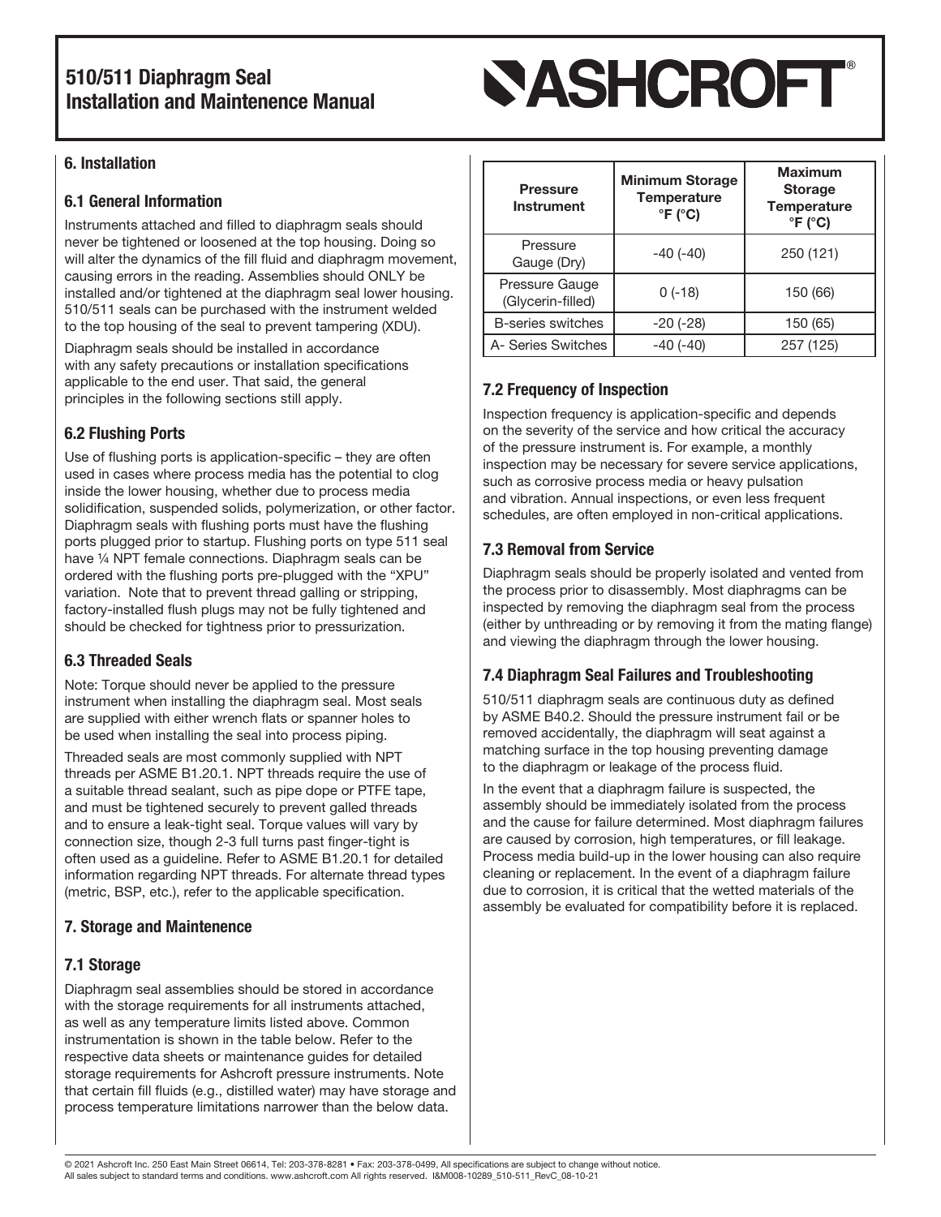# 510/511 Diaphragm Seal Installation and Maintenence Manual

## 6. Installation

### 6.1 General Information

Instruments attached and filled to diaphragm seals should never be tightened or loosened at the top housing. Doing so will alter the dynamics of the fill fluid and diaphragm movement, causing errors in the reading. Assemblies should ONLY be installed and/or tightened at the diaphragm seal lower housing. 510/511 seals can be purchased with the instrument welded to the top housing of the seal to prevent tampering (XDU).

Diaphragm seals should be installed in accordance with any safety precautions or installation specifications applicable to the end user. That said, the general principles in the following sections still apply.

### 6.2 Flushing Ports

Use of flushing ports is application-specific – they are often used in cases where process media has the potential to clog inside the lower housing, whether due to process media solidification, suspended solids, polymerization, or other factor. Diaphragm seals with flushing ports must have the flushing ports plugged prior to startup. Flushing ports on type 511 seal have ¼ NPT female connections. Diaphragm seals can be ordered with the flushing ports pre-plugged with the "XPU" variation. Note that to prevent thread galling or stripping, factory-installed flush plugs may not be fully tightened and should be checked for tightness prior to pressurization.

### 6.3 Threaded Seals

Note: Torque should never be applied to the pressure instrument when installing the diaphragm seal. Most seals are supplied with either wrench flats or spanner holes to be used when installing the seal into process piping.

Threaded seals are most commonly supplied with NPT threads per ASME B1.20.1. NPT threads require the use of a suitable thread sealant, such as pipe dope or PTFE tape, and must be tightened securely to prevent galled threads and to ensure a leak-tight seal. Torque values will vary by connection size, though 2-3 full turns past finger-tight is often used as a guideline. Refer to ASME B1.20.1 for detailed information regarding NPT threads. For alternate thread types (metric, BSP, etc.), refer to the applicable specification.

## 7. Storage and Maintenence

### 7.1 Storage

Diaphragm seal assemblies should be stored in accordance with the storage requirements for all instruments attached, as well as any temperature limits listed above. Common instrumentation is shown in the table below. Refer to the respective data sheets or maintenance guides for detailed storage requirements for Ashcroft pressure instruments. Note that certain fill fluids (e.g., distilled water) may have storage and process temperature limitations narrower than the below data.

| Pressure Instrument | Minimum Storage Temperature °F (°C) | Maximum Storage Temperature °F (°C) |
|---|---|---|
| Pressure Gauge (Dry) | -40 (-40) | 250 (121) |
| Pressure Gauge (Glycerin-filled) | 0 (-18) | 150 (66) |
| B-series switches | -20 (-28) | 150 (65) |
| A- Series Switches | -40 (-40) | 257 (125) |

### 7.2 Frequency of Inspection

Inspection frequency is application-specific and depends on the severity of the service and how critical the accuracy of the pressure instrument is. For example, a monthly inspection may be necessary for severe service applications, such as corrosive process media or heavy pulsation and vibration. Annual inspections, or even less frequent schedules, are often employed in non-critical applications.

### 7.3 Removal from Service

Diaphragm seals should be properly isolated and vented from the process prior to disassembly. Most diaphragms can be inspected by removing the diaphragm seal from the process (either by unthreading or by removing it from the mating flange) and viewing the diaphragm through the lower housing.

### 7.4 Diaphragm Seal Failures and Troubleshooting

510/511 diaphragm seals are continuous duty as defined by ASME B40.2. Should the pressure instrument fail or be removed accidentally, the diaphragm will seat against a matching surface in the top housing preventing damage to the diaphragm or leakage of the process fluid.

In the event that a diaphragm failure is suspected, the assembly should be immediately isolated from the process and the cause for failure determined. Most diaphragm failures are caused by corrosion, high temperatures, or fill leakage. Process media build-up in the lower housing can also require cleaning or replacement. In the event of a diaphragm failure due to corrosion, it is critical that the wetted materials of the assembly be evaluated for compatibility before it is replaced.

© 2021 Ashcroft Inc. 250 East Main Street 06614, Tel: 203-378-8281 • Fax: 203-378-0499, All specifications are subject to change without notice.
All sales subject to standard terms and conditions. www.ashcroft.com All rights reserved. I&M008-10289_510-511_RevC_08-10-21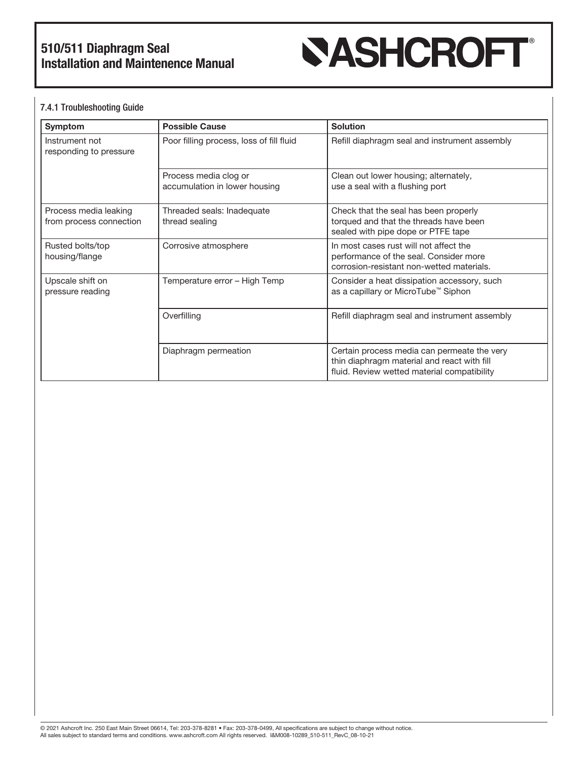### 7.4.1 Troubleshooting Guide

| Symptom | Possible Cause | Solution |
|---|---|---|
| Instrument not responding to pressure | Poor filling process, loss of fill fluid | Refill diaphragm seal and instrument assembly |
| | Process media clog or accumulation in lower housing | Clean out lower housing; alternately, use a seal with a flushing port |
| Process media leaking from process connection | Threaded seals: Inadequate thread sealing | Check that the seal has been properly torqued and that the threads have been sealed with pipe dope or PTFE tape |
| Rusted bolts/top housing/flange | Corrosive atmosphere | In most cases rust will not affect the performance of the seal. Consider more corrosion-resistant non-wetted materials. |
| Upscale shift on pressure reading | Temperature error – High Temp | Consider a heat dissipation accessory, such as a capillary or MicroTube™ Siphon |
| | Overfilling | Refill diaphragm seal and instrument assembly |
| | Diaphragm permeation | Certain process media can permeate the very thin diaphragm material and react with fill fluid. Review wetted material compatibility |

© 2021 Ashcroft Inc. 250 East Main Street 06614, Tel: 203-378-8281 • Fax: 203-378-0499, All specifications are subject to change without notice.
All sales subject to standard terms and conditions. www.ashcroft.com All rights reserved. I&M008-10289_510-511_RevC_08-10-21